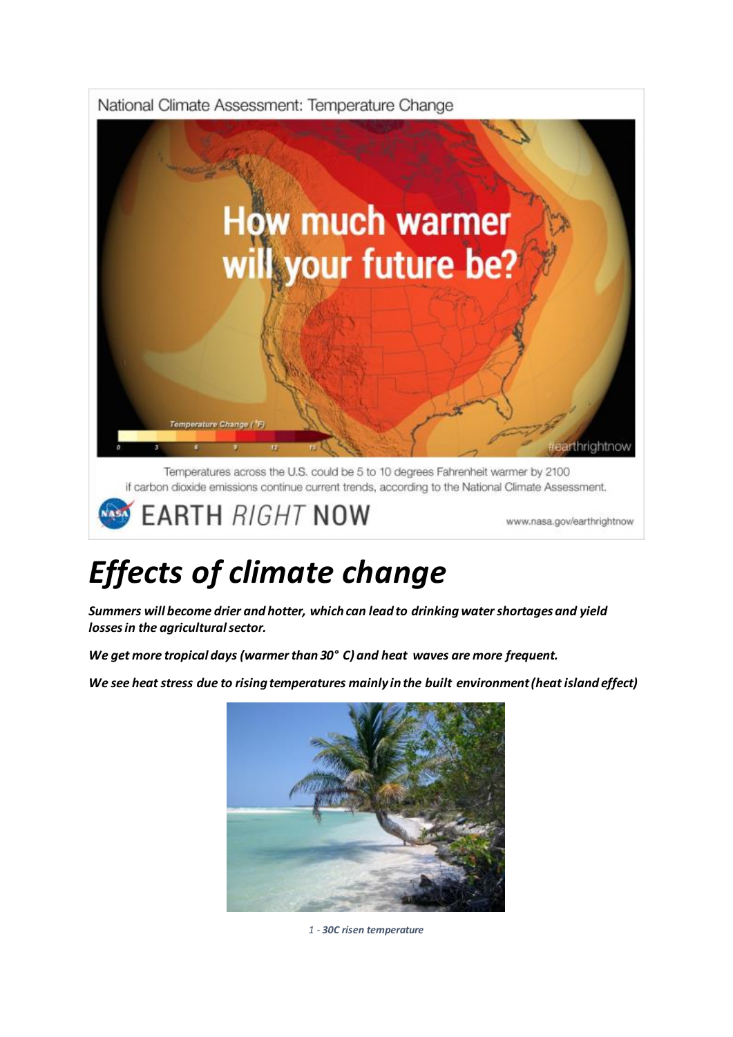# *Effects of climate change*

***Summers will become drier and hotter, which can lead to drinking water shortages and yield losses in the agricultural sector.***

***We get more tropical days (warmer than 30° C) and heat waves are more frequent.***

***We see heat stress due to rising temperatures mainly in the built environment (heat island effect)***

*1 - **30C risen temperature***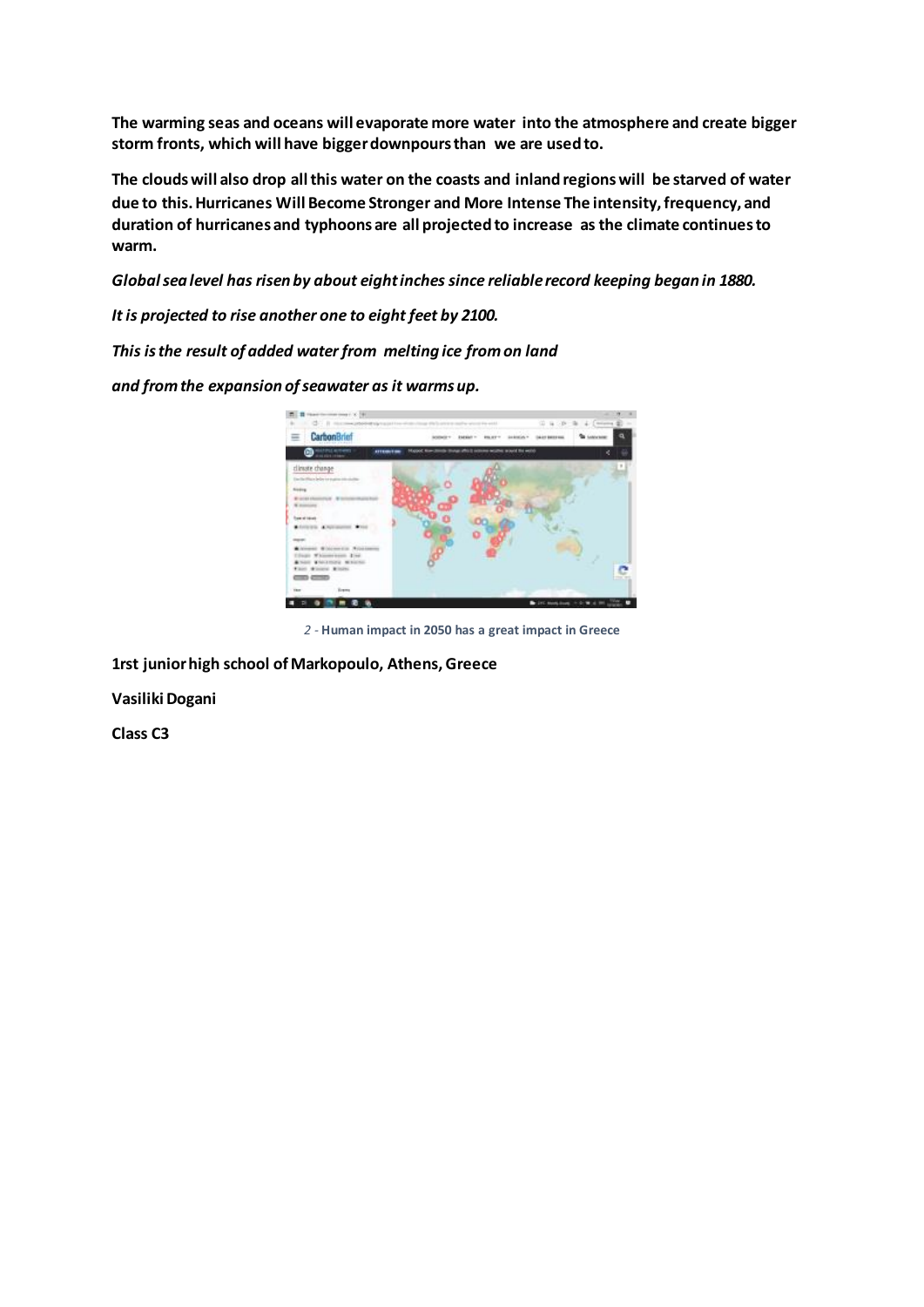**The warming seas and oceans will evaporate more water into the atmosphere and create bigger storm fronts, which will have bigger downpours than we are used to.**

**The clouds will also drop all this water on the coasts and inland regions will be starved of water due to this. Hurricanes Will Become Stronger and More Intense The intensity, frequency, and duration of hurricanes and typhoons are all projected to increase as the climate continues to warm.**

***Global sea level has risen by about eight inches since reliable record keeping began in 1880.***

***It is projected to rise another one to eight feet by 2100.***

***This is the result of added water from melting ice from on land***

***and from the expansion of seawater as it warms up.***

2 - **Human impact in 2050 has a great impact in Greece**

**1rst junior high school of Markopoulo, Athens, Greece**

**Vasiliki Dogani**

**Class C3**